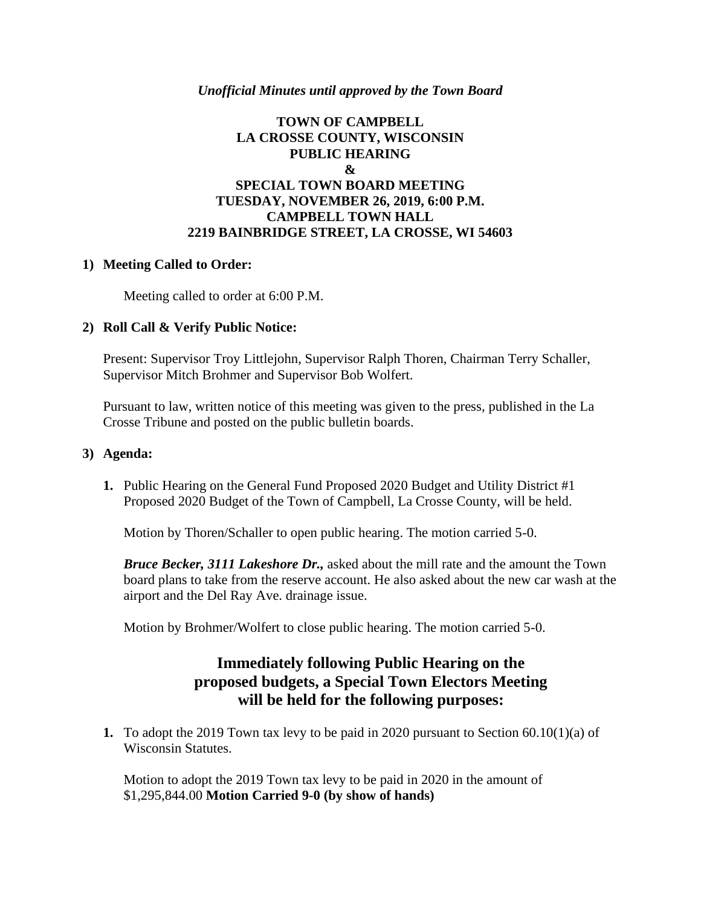*Unofficial Minutes until approved by the Town Board*

# TOWN OF CAMPBELL
# LA CROSSE COUNTY, WISCONSIN
# PUBLIC HEARING
# &
# SPECIAL TOWN BOARD MEETING
# TUESDAY, NOVEMBER 26, 2019, 6:00 P.M.
# CAMPBELL TOWN HALL
# 2219 BAINBRIDGE STREET, LA CROSSE, WI 54603

**1) Meeting Called to Order:**

Meeting called to order at 6:00 P.M.

**2) Roll Call & Verify Public Notice:**

Present: Supervisor Troy Littlejohn, Supervisor Ralph Thoren, Chairman Terry Schaller, Supervisor Mitch Brohmer and Supervisor Bob Wolfert.

Pursuant to law, written notice of this meeting was given to the press, published in the La Crosse Tribune and posted on the public bulletin boards.

**3) Agenda:**

1. Public Hearing on the General Fund Proposed 2020 Budget and Utility District #1 Proposed 2020 Budget of the Town of Campbell, La Crosse County, will be held.

   Motion by Thoren/Schaller to open public hearing. The motion carried 5-0.

   ***Bruce Becker, 3111 Lakeshore Dr.,*** asked about the mill rate and the amount the Town board plans to take from the reserve account. He also asked about the new car wash at the airport and the Del Ray Ave. drainage issue.

   Motion by Brohmer/Wolfert to close public hearing. The motion carried 5-0.

## Immediately following Public Hearing on the proposed budgets, a Special Town Electors Meeting will be held for the following purposes:

1. To adopt the 2019 Town tax levy to be paid in 2020 pursuant to Section 60.10(1)(a) of Wisconsin Statutes.

   Motion to adopt the 2019 Town tax levy to be paid in 2020 in the amount of $1,295,844.00 **Motion Carried 9-0 (by show of hands)**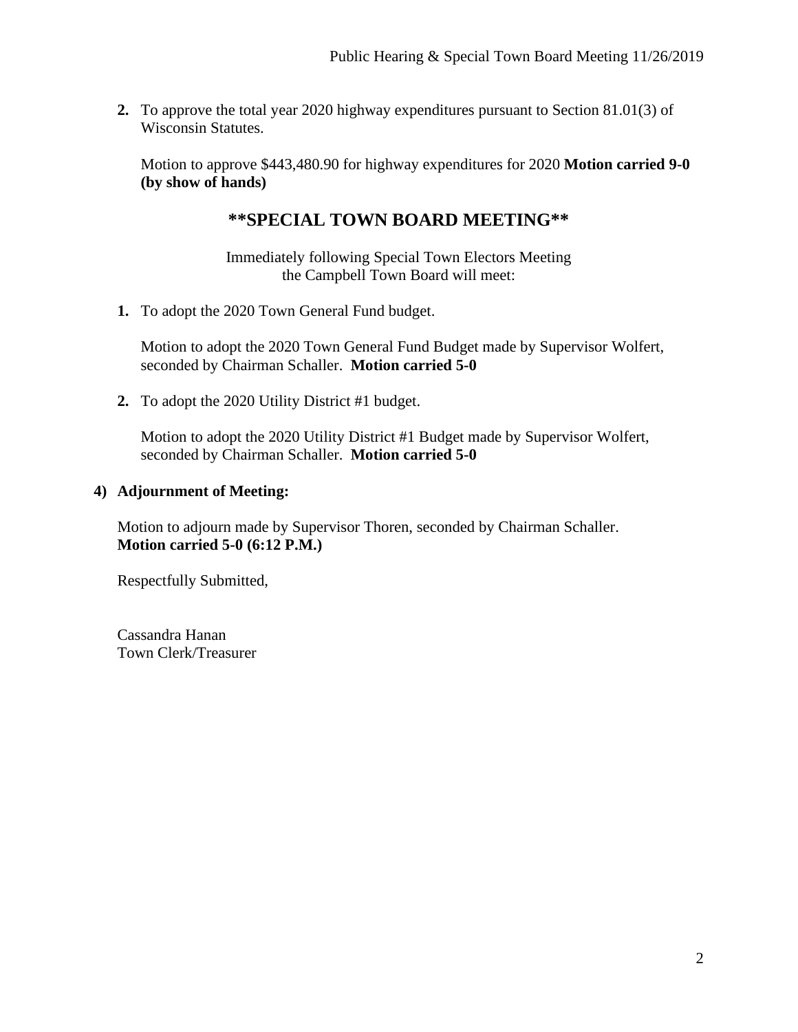**2.** To approve the total year 2020 highway expenditures pursuant to Section 81.01(3) of Wisconsin Statutes.

Motion to approve $443,480.90 for highway expenditures for 2020 **Motion carried 9-0 (by show of hands)**

## **SPECIAL TOWN BOARD MEETING**

Immediately following Special Town Electors Meeting
the Campbell Town Board will meet:

**1.** To adopt the 2020 Town General Fund budget.

Motion to adopt the 2020 Town General Fund Budget made by Supervisor Wolfert, seconded by Chairman Schaller. **Motion carried 5-0**

**2.** To adopt the 2020 Utility District #1 budget.

Motion to adopt the 2020 Utility District #1 Budget made by Supervisor Wolfert, seconded by Chairman Schaller. **Motion carried 5-0**

**4) Adjournment of Meeting:**

Motion to adjourn made by Supervisor Thoren, seconded by Chairman Schaller.
**Motion carried 5-0 (6:12 P.M.)**

Respectfully Submitted,

Cassandra Hanan
Town Clerk/Treasurer